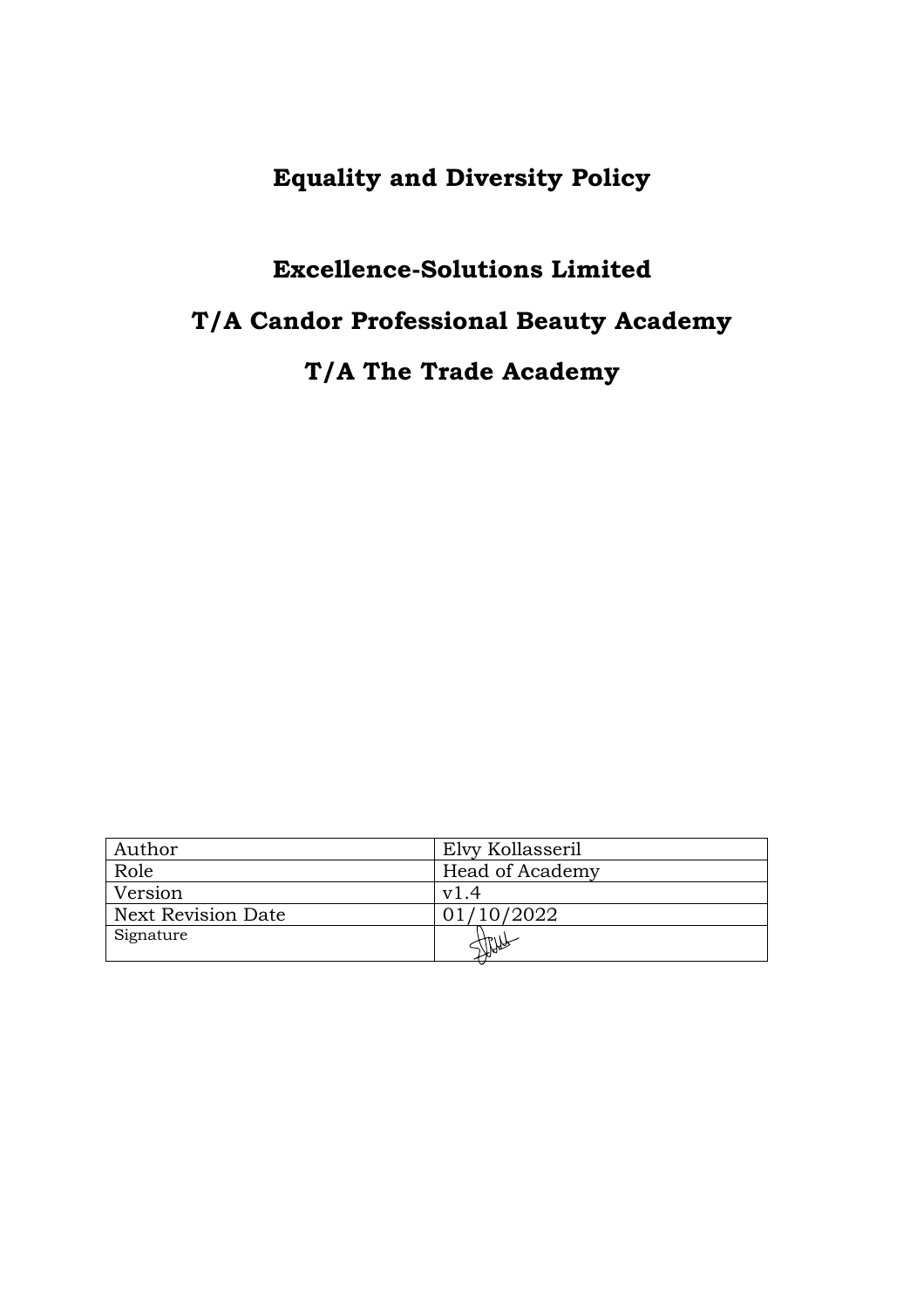# Equality and Diversity Policy

## Excellence-Solutions Limited

## T/A Candor Professional Beauty Academy

## T/A The Trade Academy

| Author | Elvy Kollasseril |
|---|---|
| Role | Head of Academy |
| Version | v1.4 |
| Next Revision Date | 01/10/2022 |
| Signature | |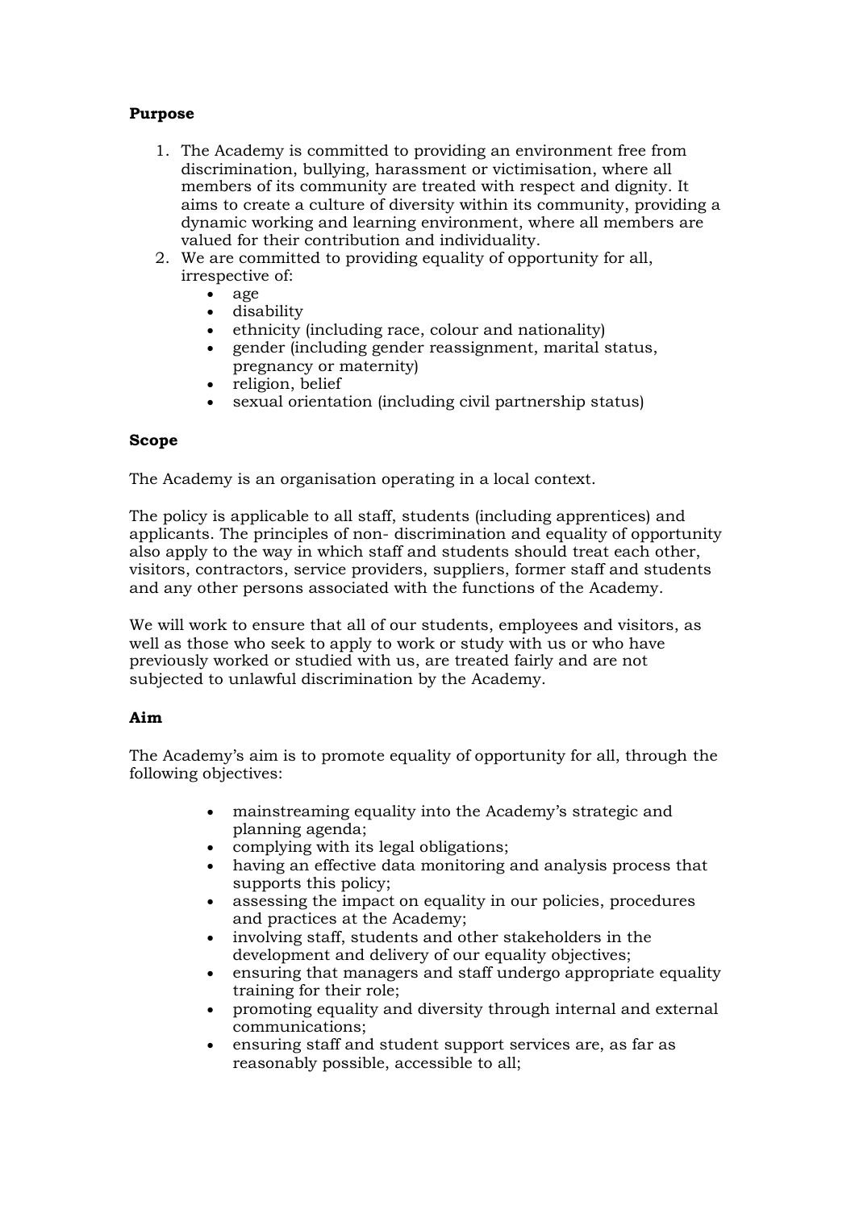**Purpose**

1. The Academy is committed to providing an environment free from discrimination, bullying, harassment or victimisation, where all members of its community are treated with respect and dignity. It aims to create a culture of diversity within its community, providing a dynamic working and learning environment, where all members are valued for their contribution and individuality.
2. We are committed to providing equality of opportunity for all, irrespective of:
   - age
   - disability
   - ethnicity (including race, colour and nationality)
   - gender (including gender reassignment, marital status, pregnancy or maternity)
   - religion, belief
   - sexual orientation (including civil partnership status)

**Scope**

The Academy is an organisation operating in a local context.

The policy is applicable to all staff, students (including apprentices) and applicants. The principles of non- discrimination and equality of opportunity also apply to the way in which staff and students should treat each other, visitors, contractors, service providers, suppliers, former staff and students and any other persons associated with the functions of the Academy.

We will work to ensure that all of our students, employees and visitors, as well as those who seek to apply to work or study with us or who have previously worked or studied with us, are treated fairly and are not subjected to unlawful discrimination by the Academy.

**Aim**

The Academy's aim is to promote equality of opportunity for all, through the following objectives:

- mainstreaming equality into the Academy's strategic and planning agenda;
- complying with its legal obligations;
- having an effective data monitoring and analysis process that supports this policy;
- assessing the impact on equality in our policies, procedures and practices at the Academy;
- involving staff, students and other stakeholders in the development and delivery of our equality objectives;
- ensuring that managers and staff undergo appropriate equality training for their role;
- promoting equality and diversity through internal and external communications;
- ensuring staff and student support services are, as far as reasonably possible, accessible to all;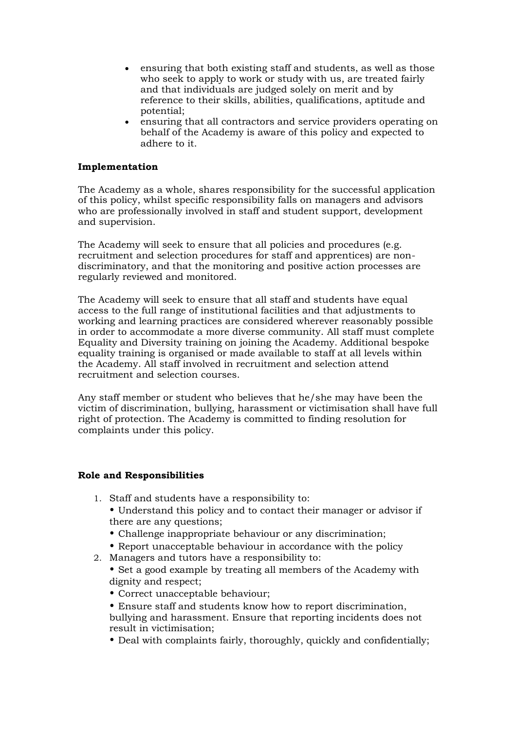- ensuring that both existing staff and students, as well as those who seek to apply to work or study with us, are treated fairly and that individuals are judged solely on merit and by reference to their skills, abilities, qualifications, aptitude and potential;
- ensuring that all contractors and service providers operating on behalf of the Academy is aware of this policy and expected to adhere to it.

**Implementation**

The Academy as a whole, shares responsibility for the successful application of this policy, whilst specific responsibility falls on managers and advisors who are professionally involved in staff and student support, development and supervision.

The Academy will seek to ensure that all policies and procedures (e.g. recruitment and selection procedures for staff and apprentices) are non-discriminatory, and that the monitoring and positive action processes are regularly reviewed and monitored.

The Academy will seek to ensure that all staff and students have equal access to the full range of institutional facilities and that adjustments to working and learning practices are considered wherever reasonably possible in order to accommodate a more diverse community. All staff must complete Equality and Diversity training on joining the Academy. Additional bespoke equality training is organised or made available to staff at all levels within the Academy. All staff involved in recruitment and selection attend recruitment and selection courses.

Any staff member or student who believes that he/she may have been the victim of discrimination, bullying, harassment or victimisation shall have full right of protection. The Academy is committed to finding resolution for complaints under this policy.

**Role and Responsibilities**

1. Staff and students have a responsibility to:
   - Understand this policy and to contact their manager or advisor if there are any questions;
   - Challenge inappropriate behaviour or any discrimination;
   - Report unacceptable behaviour in accordance with the policy
2. Managers and tutors have a responsibility to:
   - Set a good example by treating all members of the Academy with dignity and respect;
   - Correct unacceptable behaviour;
   - Ensure staff and students know how to report discrimination, bullying and harassment. Ensure that reporting incidents does not result in victimisation;
   - Deal with complaints fairly, thoroughly, quickly and confidentially;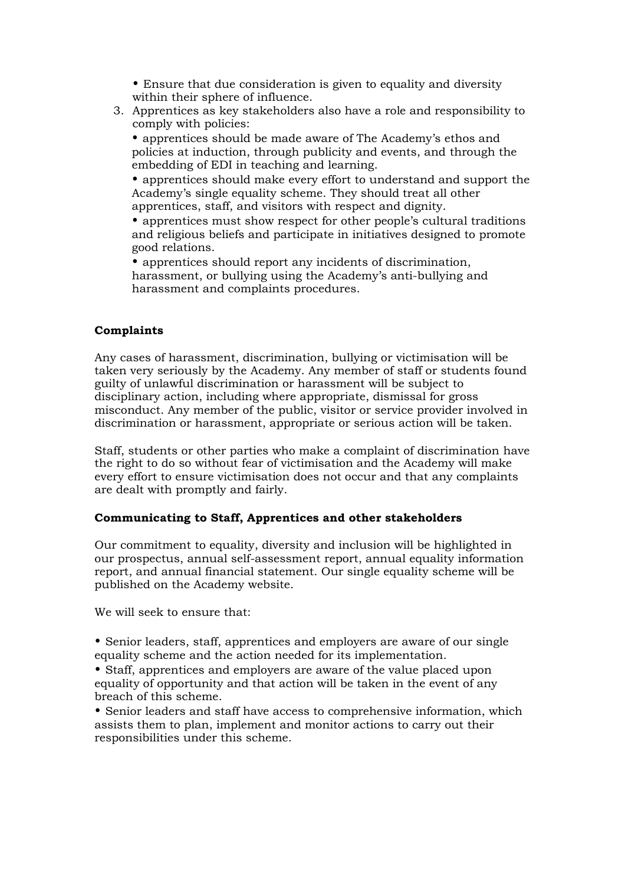- Ensure that due consideration is given to equality and diversity within their sphere of influence.

3. Apprentices as key stakeholders also have a role and responsibility to comply with policies:

   - apprentices should be made aware of The Academy's ethos and policies at induction, through publicity and events, and through the embedding of EDI in teaching and learning.
   - apprentices should make every effort to understand and support the Academy's single equality scheme. They should treat all other apprentices, staff, and visitors with respect and dignity.
   - apprentices must show respect for other people's cultural traditions and religious beliefs and participate in initiatives designed to promote good relations.
   - apprentices should report any incidents of discrimination, harassment, or bullying using the Academy's anti-bullying and harassment and complaints procedures.

**Complaints**

Any cases of harassment, discrimination, bullying or victimisation will be taken very seriously by the Academy. Any member of staff or students found guilty of unlawful discrimination or harassment will be subject to disciplinary action, including where appropriate, dismissal for gross misconduct. Any member of the public, visitor or service provider involved in discrimination or harassment, appropriate or serious action will be taken.

Staff, students or other parties who make a complaint of discrimination have the right to do so without fear of victimisation and the Academy will make every effort to ensure victimisation does not occur and that any complaints are dealt with promptly and fairly.

**Communicating to Staff, Apprentices and other stakeholders**

Our commitment to equality, diversity and inclusion will be highlighted in our prospectus, annual self-assessment report, annual equality information report, and annual financial statement. Our single equality scheme will be published on the Academy website.

We will seek to ensure that:

- Senior leaders, staff, apprentices and employers are aware of our single equality scheme and the action needed for its implementation.
- Staff, apprentices and employers are aware of the value placed upon equality of opportunity and that action will be taken in the event of any breach of this scheme.
- Senior leaders and staff have access to comprehensive information, which assists them to plan, implement and monitor actions to carry out their responsibilities under this scheme.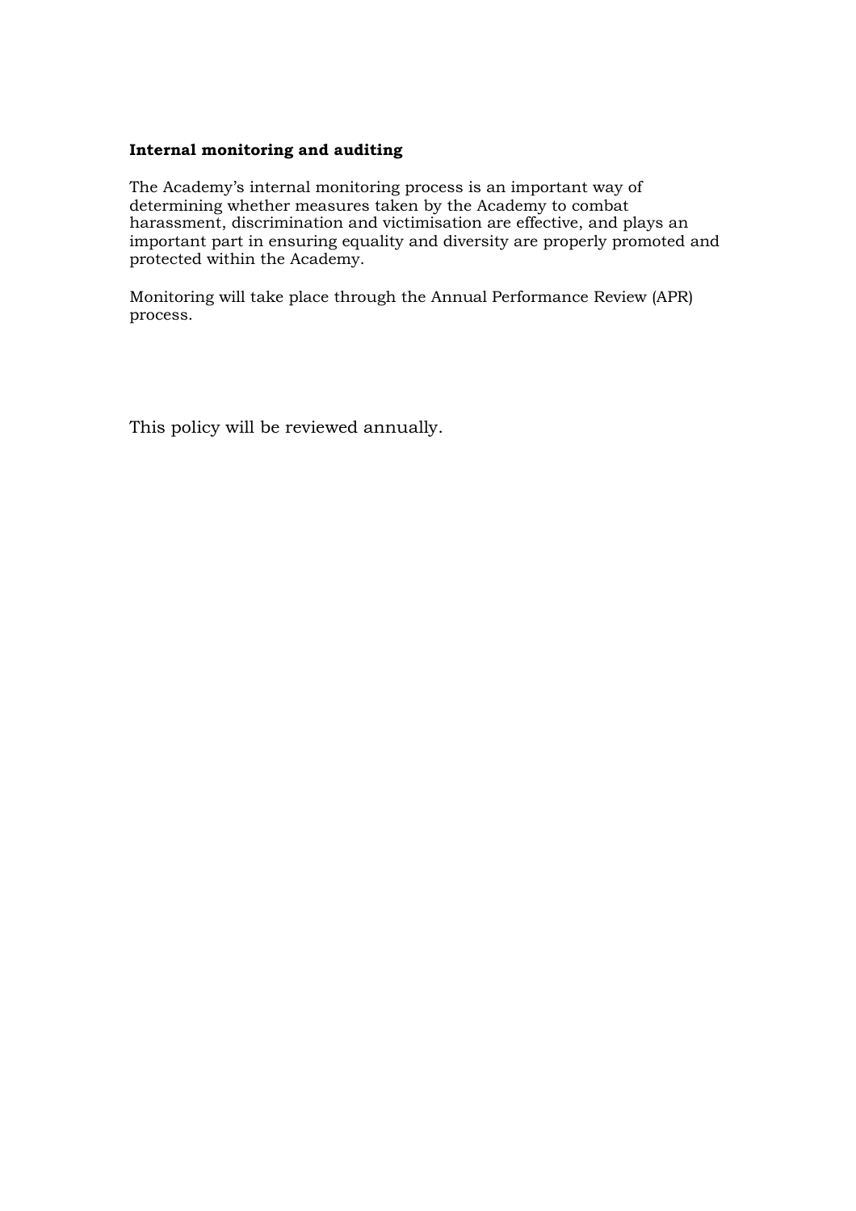**Internal monitoring and auditing**

The Academy's internal monitoring process is an important way of determining whether measures taken by the Academy to combat harassment, discrimination and victimisation are effective, and plays an important part in ensuring equality and diversity are properly promoted and protected within the Academy.

Monitoring will take place through the Annual Performance Review (APR) process.

This policy will be reviewed annually.